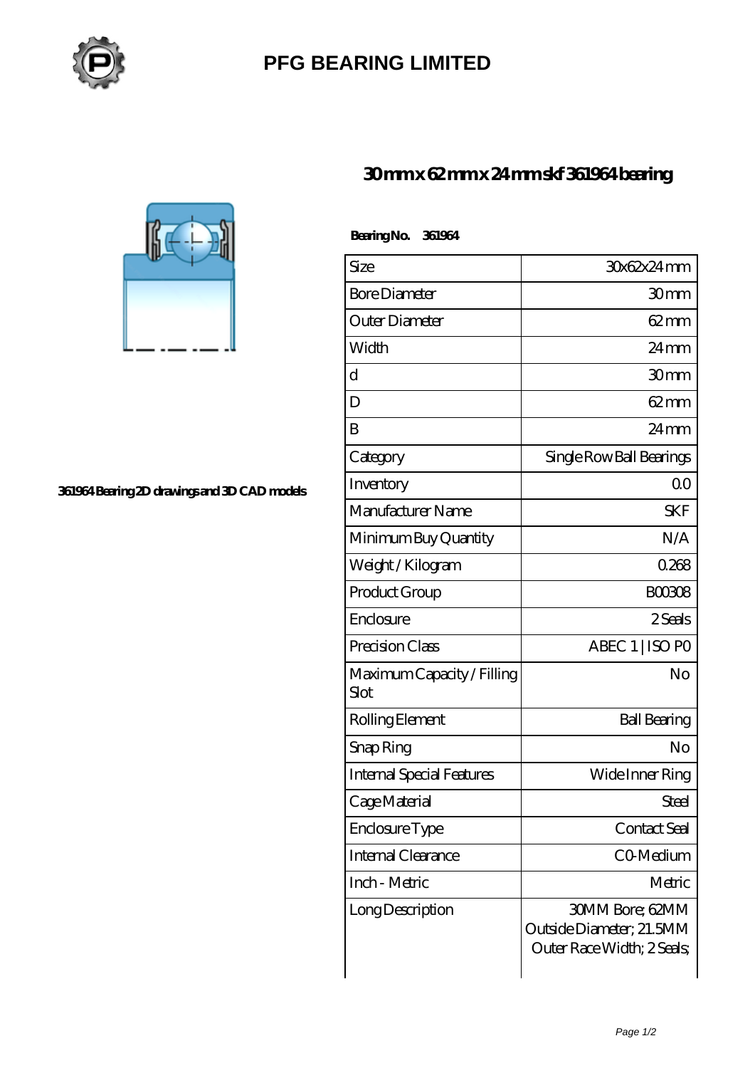# PFG BEARING LIMITED

## 30 mm x 62 mm x 24 mm skf 361964 bearing

361964 Bearing 2D drawings and 3D CAD models

**Bearing No. 361964**

| Size | 30x62x24 mm |
|---|---|
| Bore Diameter | 30 mm |
| Outer Diameter | 62 mm |
| Width | 24 mm |
| d | 30 mm |
| D | 62 mm |
| B | 24 mm |
| Category | Single Row Ball Bearings |
| Inventory | 0.0 |
| Manufacturer Name | SKF |
| Minimum Buy Quantity | N/A |
| Weight / Kilogram | 0.268 |
| Product Group | B00308 |
| Enclosure | 2 Seals |
| Precision Class | ABEC 1 \| ISO P0 |
| Maximum Capacity / Filling Slot | No |
| Rolling Element | Ball Bearing |
| Snap Ring | No |
| Internal Special Features | Wide Inner Ring |
| Cage Material | Steel |
| Enclosure Type | Contact Seal |
| Internal Clearance | C0-Medium |
| Inch - Metric | Metric |
| Long Description | 30MM Bore; 62MM Outside Diameter; 21.5MM Outer Race Width; 2 Seals; |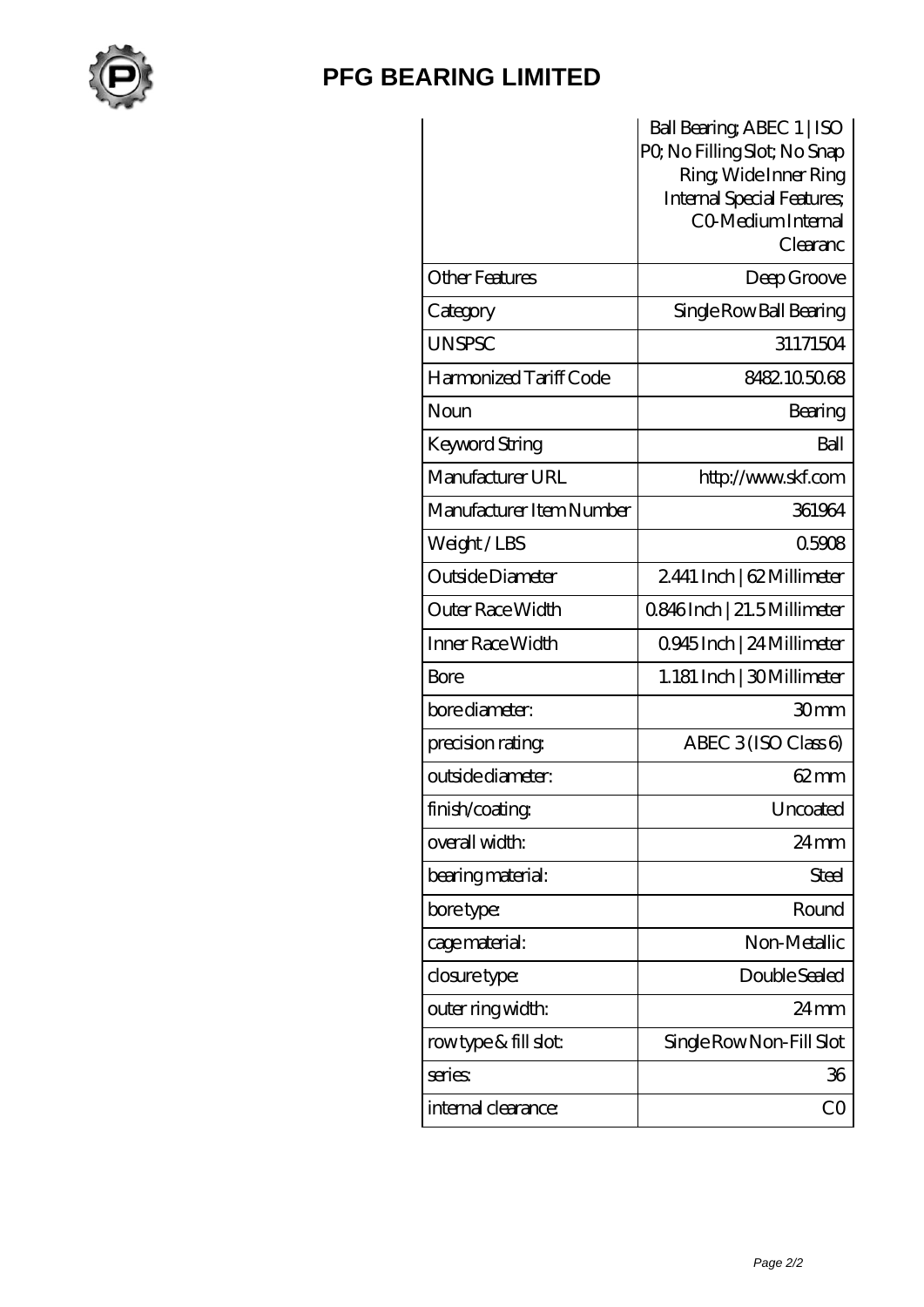# PFG BEARING LIMITED

| | |
|---|---|
| | Ball Bearing; ABEC 1 \| ISO P0; No Filling Slot; No Snap Ring; Wide Inner Ring Internal Special Features; C0-Medium Internal Clearanc |
| Other Features | Deep Groove |
| Category | Single Row Ball Bearing |
| UNSPSC | 31171504 |
| Harmonized Tariff Code | 8482.10.50.68 |
| Noun | Bearing |
| Keyword String | Ball |
| Manufacturer URL | http://www.skf.com |
| Manufacturer Item Number | 361964 |
| Weight / LBS | 0.5908 |
| Outside Diameter | 2.441 Inch \| 62 Millimeter |
| Outer Race Width | 0.846 Inch \| 21.5 Millimeter |
| Inner Race Width | 0.945 Inch \| 24 Millimeter |
| Bore | 1.181 Inch \| 30 Millimeter |
| bore diameter: | 30 mm |
| precision rating: | ABEC 3 (ISO Class 6) |
| outside diameter: | 62 mm |
| finish/coating: | Uncoated |
| overall width: | 24 mm |
| bearing material: | Steel |
| bore type: | Round |
| cage material: | Non-Metallic |
| closure type: | Double Sealed |
| outer ring width: | 24 mm |
| row type & fill slot: | Single Row Non-Fill Slot |
| series: | 36 |
| internal clearance: | C0 |